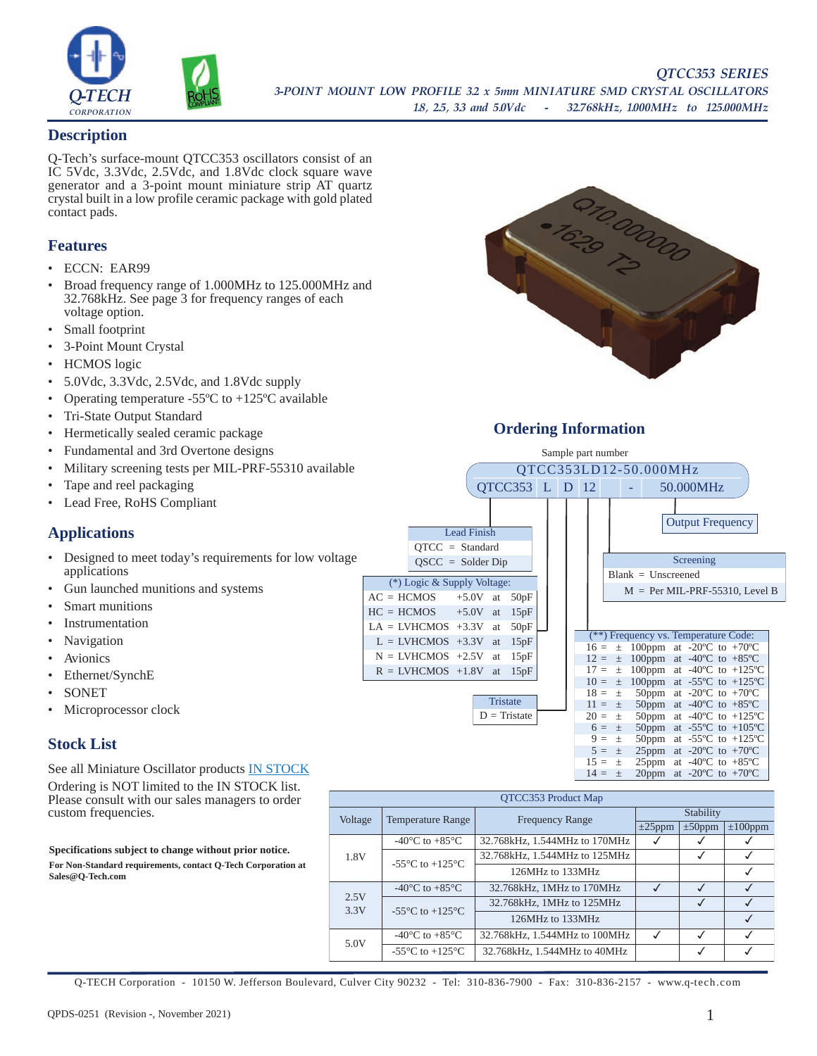# QTCC353 SERIES

*3-POINT MOUNT LOW PROFILE 3.2 x 5mm MINIATURE SMD CRYSTAL OSCILLATORS*

*1.8, 2.5, 3.3 and 5.0Vdc - 32.768kHz, 1.000MHz to 125.000MHz*

## Description

Q-Tech's surface-mount QTCC353 oscillators consist of an IC 5Vdc, 3.3Vdc, 2.5Vdc, and 1.8Vdc clock square wave generator and a 3-point mount miniature strip AT quartz crystal built in a low profile ceramic package with gold plated contact pads.

## Features

- ECCN: EAR99
- Broad frequency range of 1.000MHz to 125.000MHz and 32.768kHz. See page 3 for frequency ranges of each voltage option.
- Small footprint
- 3-Point Mount Crystal
- HCMOS logic
- 5.0Vdc, 3.3Vdc, 2.5Vdc, and 1.8Vdc supply
- Operating temperature -55ºC to +125ºC available
- Tri-State Output Standard
- Hermetically sealed ceramic package
- Fundamental and 3rd Overtone designs
- Military screening tests per MIL-PRF-55310 available
- Tape and reel packaging
- Lead Free, RoHS Compliant

## Applications

- Designed to meet today's requirements for low voltage applications
- Gun launched munitions and systems
- Smart munitions
- Instrumentation
- Navigation
- Avionics
- Ethernet/SynchE
- SONET
- Microprocessor clock

## Stock List

See all Miniature Oscillator products IN STOCK

Ordering is NOT limited to the IN STOCK list. Please consult with our sales managers to order custom frequencies.

**Specifications subject to change without prior notice.**

**For Non-Standard requirements, contact Q-Tech Corporation at Sales@Q-Tech.com**

## Ordering Information

Sample part number

QTCC353LD12-50.000MHz

QTCC353 | L | D | 12 | - | 50.000MHz

**Lead Finish**

| Lead Finish |
|---|
| QTCC = Standard |
| QSCC = Solder Dip |

**(*) Logic & Supply Voltage:**

| Code | Logic | Supply | | Load |
|---|---|---|---|---|
| AC = | HCMOS | +5.0V | at | 50pF |
| HC = | HCMOS | +5.0V | at | 15pF |
| LA = | LVHCMOS | +3.3V | at | 50pF |
| L = | LVHCMOS | +3.3V | at | 15pF |
| N = | LVHCMOS | +2.5V | at | 15pF |
| R = | LVHCMOS | +1.8V | at | 15pF |

**Tristate**

D = Tristate

**(**) Frequency vs. Temperature Code:**

| Code | Stability | Temperature |
|---|---|---|
| 16 = | ± 100ppm | at -20ºC to +70ºC |
| 12 = | ± 100ppm | at -40ºC to +85ºC |
| 17 = | ± 100ppm | at -40ºC to +125ºC |
| 10 = | ± 100ppm | at -55ºC to +125ºC |
| 18 = | ± 50ppm | at -20ºC to +70ºC |
| 11 = | ± 50ppm | at -40ºC to +85ºC |
| 20 = | ± 50ppm | at -40ºC to +125ºC |
| 6 = | ± 50ppm | at -55ºC to +105ºC |
| 9 = | ± 50ppm | at -55ºC to +125ºC |
| 5 = | ± 25ppm | at -20ºC to +70ºC |
| 15 = | ± 25ppm | at -40ºC to +85ºC |
| 14 = | ± 20ppm | at -20ºC to +70ºC |

**Screening**

Blank = Unscreened

M = Per MIL-PRF-55310, Level B

**Output Frequency**

**QTCC353 Product Map**

| Voltage | Temperature Range | Frequency Range | Stability ±25ppm | Stability ±50ppm | Stability ±100ppm |
|---|---|---|---|---|---|
| 1.8V | -40°C to +85°C | 32.768kHz, 1.544MHz to 170MHz | ✓ | ✓ | ✓ |
| | -55°C to +125°C | 32.768kHz, 1.544MHz to 125MHz | | ✓ | ✓ |
| | | 126MHz to 133MHz | | | ✓ |
| 2.5V 3.3V | -40°C to +85°C | 32.768kHz, 1MHz to 170MHz | ✓ | ✓ | ✓ |
| | -55°C to +125°C | 32.768kHz, 1MHz to 125MHz | | ✓ | ✓ |
| | | 126MHz to 133MHz | | | ✓ |
| 5.0V | -40°C to +85°C | 32.768kHz, 1.544MHz to 100MHz | ✓ | ✓ | ✓ |
| | -55°C to +125°C | 32.768kHz, 1.544MHz to 40MHz | | ✓ | ✓ |

Q-TECH Corporation - 10150 W. Jefferson Boulevard, Culver City 90232 - Tel: 310-836-7900 - Fax: 310-836-2157 - www.q-tech.com

QPDS-0251 (Revision -, November 2021)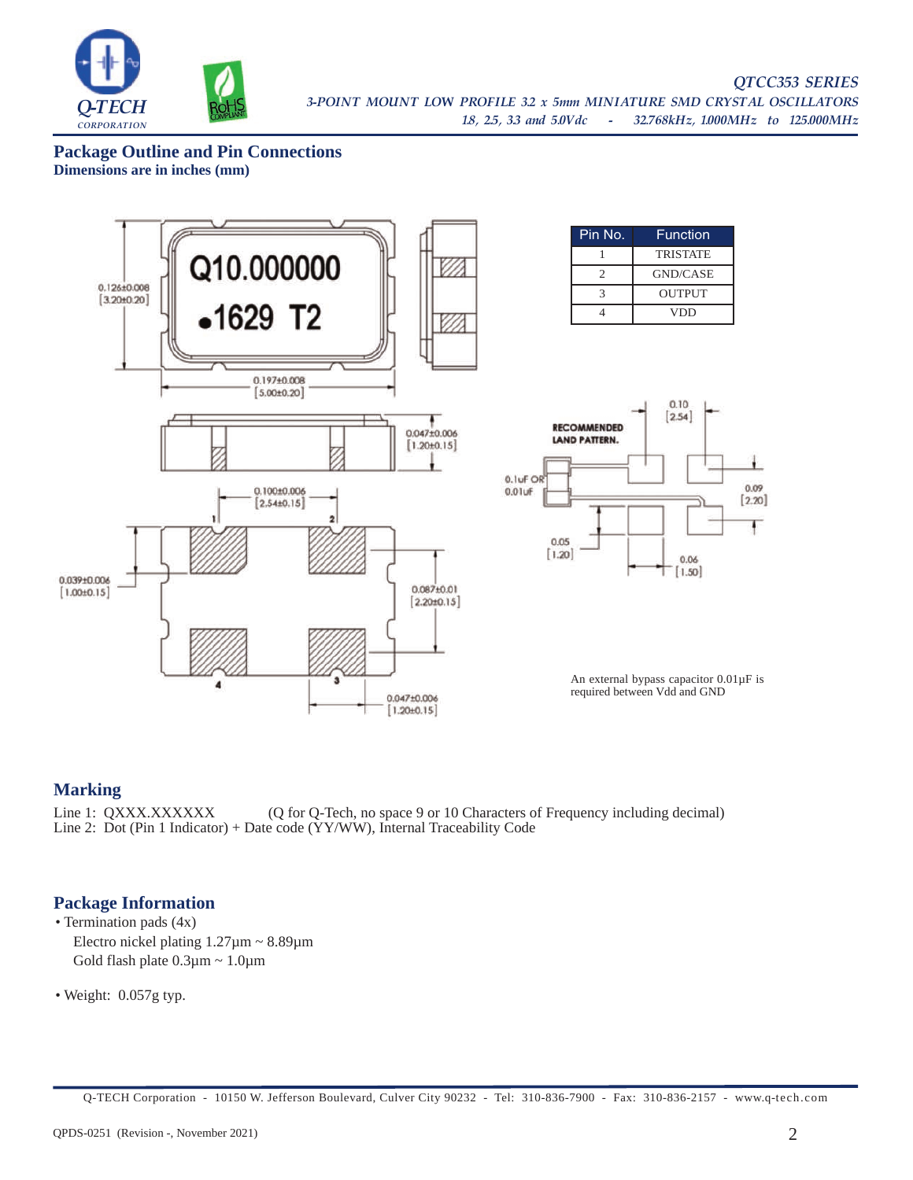## Package Outline and Pin Connections

**Dimensions are in inches (mm)**

| Pin No. | Function |
|---|---|
| 1 | TRISTATE |
| 2 | GND/CASE |
| 3 | OUTPUT |
| 4 | VDD |

An external bypass capacitor 0.01µF is required between Vdd and GND

## Marking

Line 1: QXXX.XXXXXX (Q for Q-Tech, no space 9 or 10 Characters of Frequency including decimal)
Line 2: Dot (Pin 1 Indicator) + Date code (YY/WW), Internal Traceability Code

## Package Information

- Termination pads (4x)
  Electro nickel plating 1.27µm ~ 8.89µm
  Gold flash plate 0.3µm ~ 1.0µm
- Weight: 0.057g typ.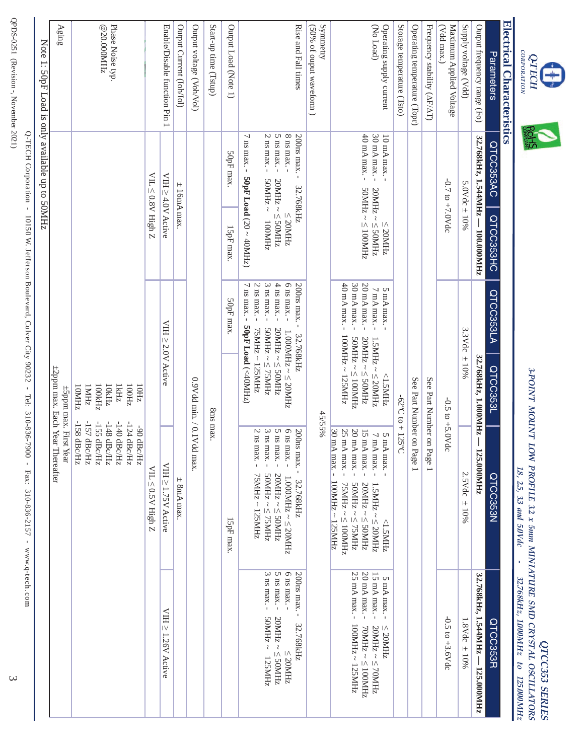## Electrical Characteristics

| Parameters | QTCC353AC | QTCC353HC | QTCC353LA | QTCC353L | QTCC353N | QTCC353R |
|---|---|---|---|---|---|---|
| Output frequency range (Fo) | **32.768kHz, 1.544MHz — 100.000MHz** | | **32.768kHz, 1.000MHz — 125.000MHz** | | | **32.768kHz, 1.544MHz — 125.000MHz** |
| Supply voltage (Vdd) | 5.0Vdc ± 10% | | 3.3Vdc ± 10% | | 2.5Vdc ± 10% | 1.8Vdc ± 10% |
| Maximum Applied Voltage (Vdd max.) | -0.7 to +7.0Vdc | | -0.5 to +5.0Vdc | | | -0.5 to +3.6Vdc |
| Frequency stability (ΔF/ΔT) | See Part Number on Page 1 | | | | | |
| Operating temperature (Topr) | See Part Number on Page 1 | | | | | |
| Storage temperature (Tsto) | -62°C to + 125°C | | | | | |
| Operating supply current (No Load) | 10 mA max. - ≤ 20MHz<br>30 mA max. - 20MHz ~ ≤ 50MHz<br>40 mA max. - 50MHz ~ ≤ 100MHz | | 5 mA max. - <1.5MHz<br>7 mA max. - 1.5MHz ~ ≤ 20MHz<br>20 mA max. - 20MHz ~ ≤ 50MHz<br>30 mA max. - 50MHz ~ ≤ 100MHz<br>40 mA max. - 100MHz ~ 125MHz | | 5 mA max. - <1.5MHz<br>7 mA max. - 1.5MHz ~ ≤ 20MHz<br>15 mA max. - 20MHz ~ ≤ 50MHz<br>20 mA max. - 50MHz ~ ≤ 75MHz<br>25 mA max. - 75MHz ~ ≤ 100MHz<br>30 mA max. - 100MHz ~ 125MHz | 5 mA max. - ≤ 20MHz<br>15 mA max. - 20MHz ~ ≤ 70MHz<br>20 mA max. - 70MHz ~ ≤ 100MHz<br>25 mA max. - 100MHz ~ 125MHz |
| Symmetry (50% of ouput waveform) | 45/55% | | | | | |
| Rise and Fall times | 200ns max. - 32.768kHz<br>8 ns max. - ≤ 20MHz<br>5 ns max. - 20MHz ~ ≤ 50MHz<br>2 ns max. - 50MHz ~ 100MHz<br>7 ns max. - **50pF Load** (20 ~ 40MHz) | | 200ns max. - 32.768kHz<br>6 ns max. - 1.000MHz ~ ≤ 20MHz<br>4 ns max. - 20MHz ~ ≤ 50MHz<br>3 ns max. - 50MHz ~ ≤ 75MHz<br>2 ns max. - 75MHz ~ 125MHz<br>7 ns max. - **50pF Load** (<40MHz) | | 200ns max. - 32.768kHz<br>6 ns max. - 1.000MHz ~ ≤ 20MHz<br>5 ns max. - 20MHz ~ ≤ 50MHz<br>3 ns max. - 50MHz ~ ≤ 75MHz<br>2 ns max. - 75MHz ~ 125MHz | 200ns max. - 32.768kHz<br>6 ns max. - ≤ 20MHz<br>5 ns max. - 20MHz ~ ≤ 50MHz<br>3 ns max. - 50MHz ~ 125MHz |
| Output Load (Note 1) | 50pF max. | 15pF max. | 50pF max. | | 15pF max. | |
| Start-up time (Tstup) | 8ms max. | | | | | |
| Output voltage (Voh/Vol) | 0.9Vdd min. / 0.1Vdd max. | | | | | |
| Output Current (Ioh/Iol) | ± 16mA max. | | | | ± 8mA max. | |
| Enable/Disable function Pin 1 | VIH ≥ 4.0V Active | | VIH ≥ 2.0V Active | | VIH ≥ 1.75V Active | VIH ≥ 1.26V Active |
| | VIL ≤ 0.8V High Z | | | | VIL ≤ 0.5V High Z | |
| Phase Noise typ. @20.000MHz | 10Hz -90 dBc/Hz<br>100Hz -124 dBc/Hz<br>1kHz -140 dBc/Hz<br>10kHz -148 dBc/Hz<br>100kHz -155 dBc/Hz<br>1MHz -157 dBc/Hz<br>10MHz -158 dBc/Hz | | | | | |
| Aging | ±5ppm max. First Year<br>±2ppm max. Each Year Thereafter | | | | | |

Note 1: 50pF Load is only available up to 50MHz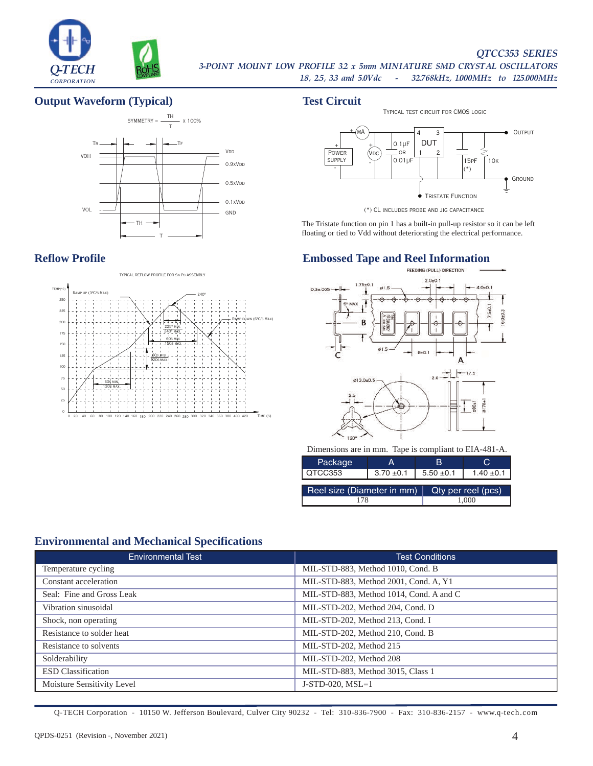## Output Waveform (Typical)

SYMMETRY = $\frac{TH}{T}$ x 100%

## Test Circuit

TYPICAL TEST CIRCUIT FOR CMOS LOGIC

(*) CL INCLUDES PROBE AND JIG CAPACITANCE

The Tristate function on pin 1 has a built-in pull-up resistor so it can be left floating or tied to Vdd without deteriorating the electrical performance.

## Reflow Profile

TYPICAL REFLOW PROFILE FOR SN-PB ASSEMBLY

## Embossed Tape and Reel Information

Dimensions are in mm. Tape is compliant to EIA-481-A.

| Package | A | B | C |
|---|---|---|---|
| QTCC353 | 3.70 ±0.1 | 5.50 ±0.1 | 1.40 ±0.1 |

| Reel size (Diameter in mm) | Qty per reel (pcs) |
|---|---|
| 178 | 1,000 |

## Environmental and Mechanical Specifications

| Environmental Test | Test Conditions |
|---|---|
| Temperature cycling | MIL-STD-883, Method 1010, Cond. B |
| Constant acceleration | MIL-STD-883, Method 2001, Cond. A, Y1 |
| Seal: Fine and Gross Leak | MIL-STD-883, Method 1014, Cond. A and C |
| Vibration sinusoidal | MIL-STD-202, Method 204, Cond. D |
| Shock, non operating | MIL-STD-202, Method 213, Cond. I |
| Resistance to solder heat | MIL-STD-202, Method 210, Cond. B |
| Resistance to solvents | MIL-STD-202, Method 215 |
| Solderability | MIL-STD-202, Method 208 |
| ESD Classification | MIL-STD-883, Method 3015, Class 1 |
| Moisture Sensitivity Level | J-STD-020, MSL=1 |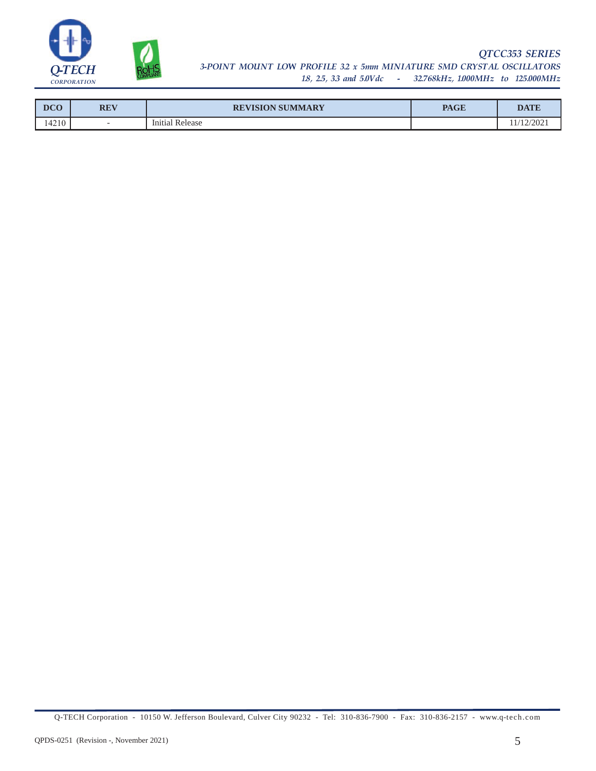| DCO | REV | REVISION SUMMARY | PAGE | DATE |
|---|---|---|---|---|
| 14210 | - | Initial Release | | 11/12/2021 |